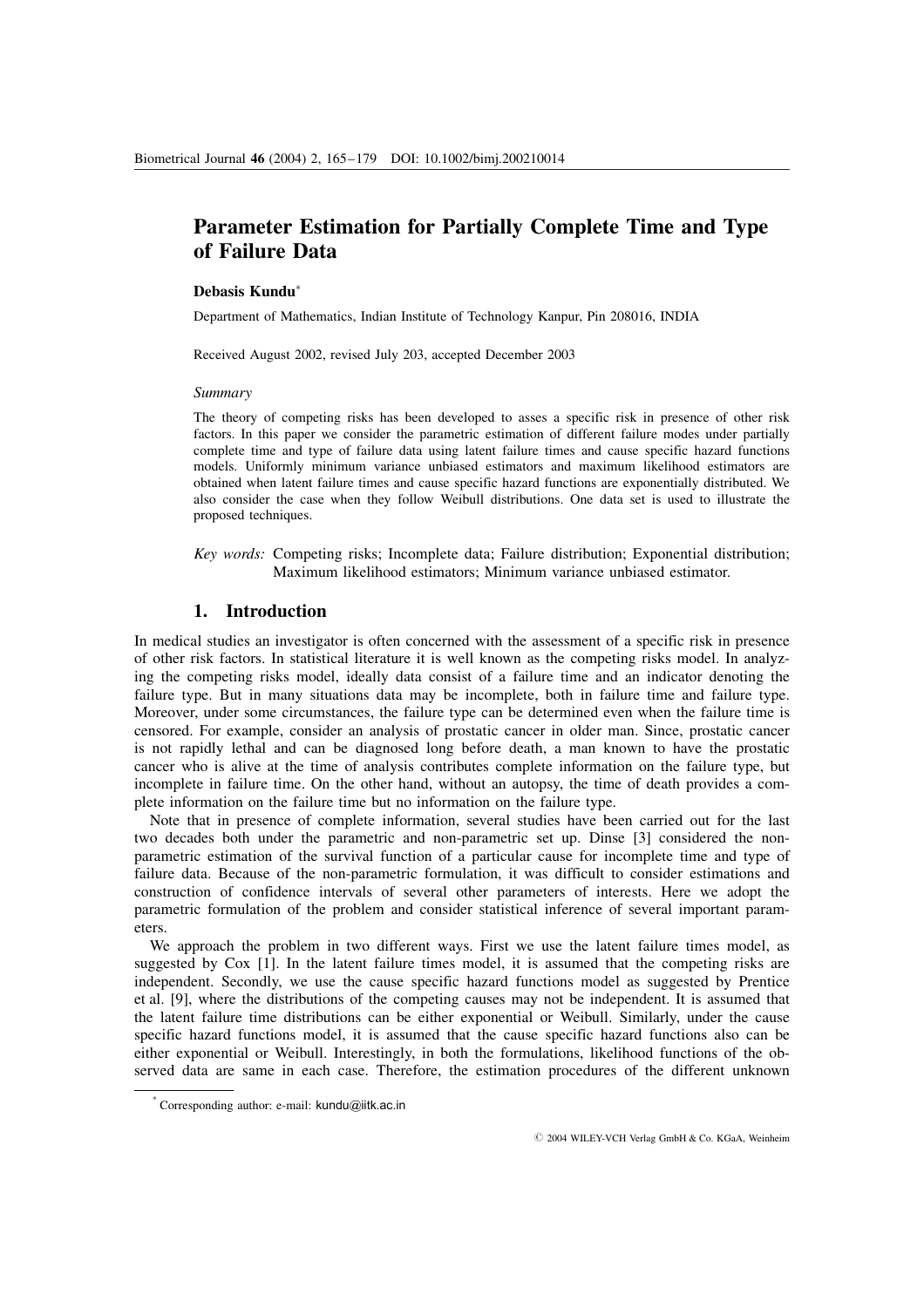# Parameter Estimation for Partially Complete Time and Type of Failure Data

**Debasis Kundu**[*]

Department of Mathematics, Indian Institute of Technology Kanpur, Pin 208016, INDIA

Received August 2002, revised July 203, accepted December 2003

*Summary*

The theory of competing risks has been developed to asses a specific risk in presence of other risk factors. In this paper we consider the parametric estimation of different failure modes under partially complete time and type of failure data using latent failure times and cause specific hazard functions models. Uniformly minimum variance unbiased estimators and maximum likelihood estimators are obtained when latent failure times and cause specific hazard functions are exponentially distributed. We also consider the case when they follow Weibull distributions. One data set is used to illustrate the proposed techniques.

*Key words:* Competing risks; Incomplete data; Failure distribution; Exponential distribution; Maximum likelihood estimators; Minimum variance unbiased estimator.

## 1. Introduction

In medical studies an investigator is often concerned with the assessment of a specific risk in presence of other risk factors. In statistical literature it is well known as the competing risks model. In analyzing the competing risks model, ideally data consist of a failure time and an indicator denoting the failure type. But in many situations data may be incomplete, both in failure time and failure type. Moreover, under some circumstances, the failure type can be determined even when the failure time is censored. For example, consider an analysis of prostatic cancer in older man. Since, prostatic cancer is not rapidly lethal and can be diagnosed long before death, a man known to have the prostatic cancer who is alive at the time of analysis contributes complete information on the failure type, but incomplete in failure time. On the other hand, without an autopsy, the time of death provides a complete information on the failure time but no information on the failure type.

Note that in presence of complete information, several studies have been carried out for the last two decades both under the parametric and non-parametric set up. Dinse [3] considered the non-parametric estimation of the survival function of a particular cause for incomplete time and type of failure data. Because of the non-parametric formulation, it was difficult to consider estimations and construction of confidence intervals of several other parameters of interests. Here we adopt the parametric formulation of the problem and consider statistical inference of several important parameters.

We approach the problem in two different ways. First we use the latent failure times model, as suggested by Cox [1]. In the latent failure times model, it is assumed that the competing risks are independent. Secondly, we use the cause specific hazard functions model as suggested by Prentice et al. [9], where the distributions of the competing causes may not be independent. It is assumed that the latent failure time distributions can be either exponential or Weibull. Similarly, under the cause specific hazard functions model, it is assumed that the cause specific hazard functions also can be either exponential or Weibull. Interestingly, in both the formulations, likelihood functions of the observed data are same in each case. Therefore, the estimation procedures of the different unknown

[*] Corresponding author: e-mail: kundu@iitk.ac.in

© 2004 WILEY-VCH Verlag GmbH & Co. KGaA, Weinheim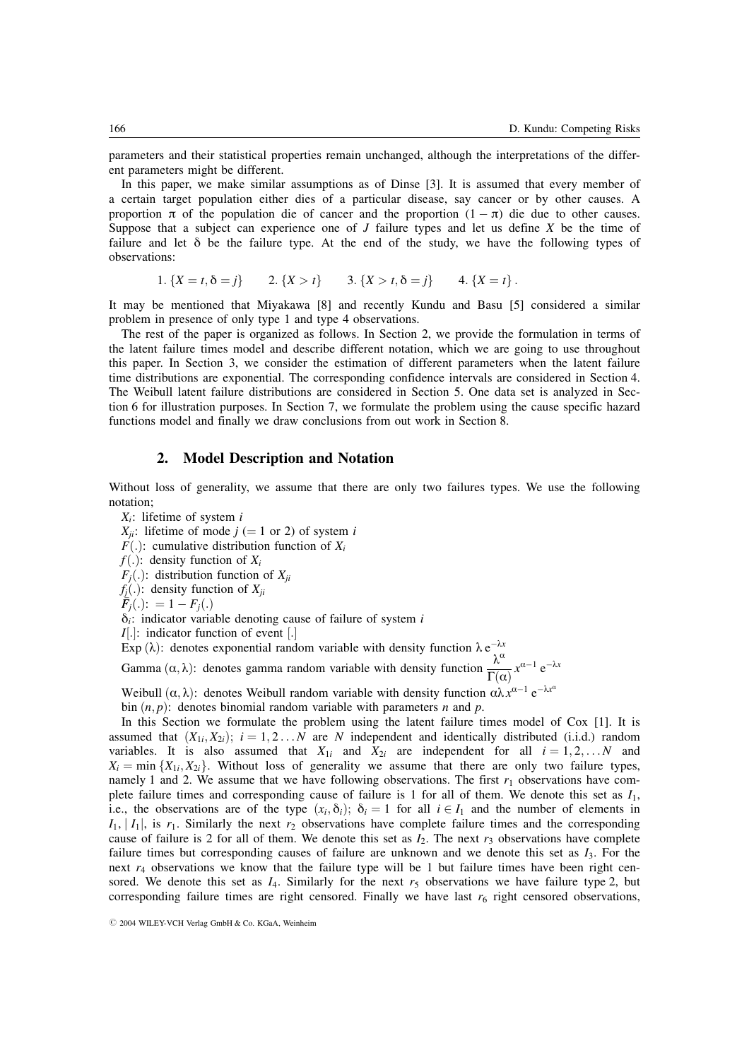parameters and their statistical properties remain unchanged, although the interpretations of the different parameters might be different.

In this paper, we make similar assumptions as of Dinse [3]. It is assumed that every member of a certain target population either dies of a particular disease, say cancer or by other causes. A proportion $\pi$ of the population die of cancer and the proportion $(1-\pi)$ die due to other causes. Suppose that a subject can experience one of $J$ failure types and let us define $X$ be the time of failure and let $\delta$ be the failure type. At the end of the study, we have the following types of observations:

$$1.\ \{X = t, \delta = j\} \qquad 2.\ \{X > t\} \qquad 3.\ \{X > t, \delta = j\} \qquad 4.\ \{X = t\}\,.$$

It may be mentioned that Miyakawa [8] and recently Kundu and Basu [5] considered a similar problem in presence of only type 1 and type 4 observations.

The rest of the paper is organized as follows. In Section 2, we provide the formulation in terms of the latent failure times model and describe different notation, which we are going to use throughout this paper. In Section 3, we consider the estimation of different parameters when the latent failure time distributions are exponential. The corresponding confidence intervals are considered in Section 4. The Weibull latent failure distributions are considered in Section 5. One data set is analyzed in Section 6 for illustration purposes. In Section 7, we formulate the problem using the cause specific hazard functions model and finally we draw conclusions from out work in Section 8.

## 2. Model Description and Notation

Without loss of generality, we assume that there are only two failures types. We use the following notation;

$X_i$: lifetime of system $i$

$X_{ji}$: lifetime of mode $j$ (= 1 or 2) of system $i$

$F(.)$: cumulative distribution function of $X_i$

$f(.)$: density function of $X_i$

$F_j(.)$: distribution function of $X_{ji}$

$f_j(.)$: density function of $X_{ji}$

$\bar{F}_j(.)$: $= 1 - F_j(.)$

$\delta_i$: indicator variable denoting cause of failure of system $i$

$I[.]$: indicator function of event $[.]$

Exp $(\lambda)$: denotes exponential random variable with density function $\lambda\, e^{-\lambda x}$

Gamma $(\alpha, \lambda)$: denotes gamma random variable with density function $\frac{\lambda^\alpha}{\Gamma(\alpha)}\, x^{\alpha-1}\, e^{-\lambda x}$

Weibull $(\alpha, \lambda)$: denotes Weibull random variable with density function $\alpha\lambda\, x^{\alpha-1}\, e^{-\lambda x^\alpha}$

bin $(n, p)$: denotes binomial random variable with parameters $n$ and $p$.

In this Section we formulate the problem using the latent failure times model of Cox [1]. It is assumed that $(X_{1i}, X_{2i})$; $i = 1, 2 \ldots N$ are $N$ independent and identically distributed (i.i.d.) random variables. It is also assumed that $X_{1i}$ and $X_{2i}$ are independent for all $i = 1, 2, \ldots N$ and $X_i = \min\{X_{1i}, X_{2i}\}$. Without loss of generality we assume that there are only two failure types, namely 1 and 2. We assume that we have following observations. The first $r_1$ observations have complete failure times and corresponding cause of failure is 1 for all of them. We denote this set as $I_1$, i.e., the observations are of the type $(x_i, \delta_i)$; $\delta_i = 1$ for all $i \in I_1$ and the number of elements in $I_1$, $|I_1|$, is $r_1$. Similarly the next $r_2$ observations have complete failure times and the corresponding cause of failure is 2 for all of them. We denote this set as $I_2$. The next $r_3$ observations have complete failure times but corresponding causes of failure are unknown and we denote this set as $I_3$. For the next $r_4$ observations we know that the failure type will be 1 but failure times have been right censored. We denote this set as $I_4$. Similarly for the next $r_5$ observations we have failure type 2, but corresponding failure times are right censored. Finally we have last $r_6$ right censored observations,

© 2004 WILEY-VCH Verlag GmbH & Co. KGaA, Weinheim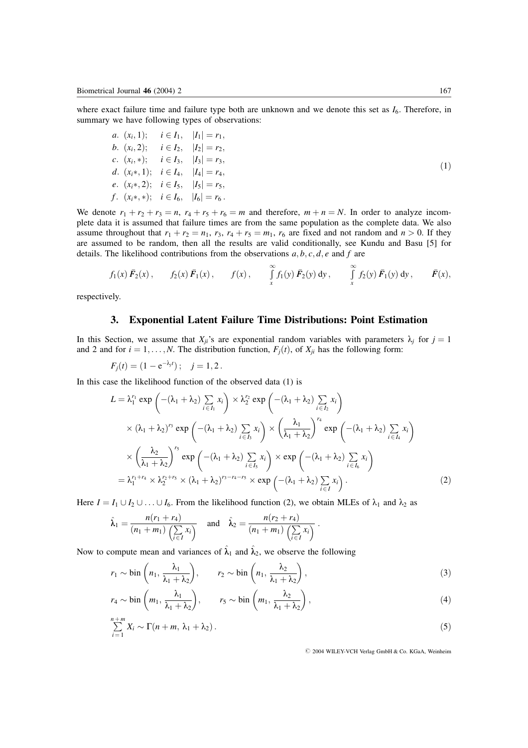where exact failure time and failure type both are unknown and we denote this set as $I_6$. Therefore, in summary we have following types of observations:

$$
\begin{array}{llll}
a. & (x_i, 1); & i \in I_1, & |I_1| = r_1, \\
b. & (x_i, 2); & i \in I_2, & |I_2| = r_2, \\
c. & (x_i, *); & i \in I_3, & |I_3| = r_3, \\
d. & (x_i*, 1); & i \in I_4, & |I_4| = r_4, \\
e. & (x_i*, 2); & i \in I_5, & |I_5| = r_5, \\
f. & (x_i*, *); & i \in I_6, & |I_6| = r_6 .
\end{array}
\tag{1}
$$

We denote $r_1 + r_2 + r_3 = n$, $r_4 + r_5 + r_6 = m$ and therefore, $m + n = N$. In order to analyze incomplete data it is assumed that failure times are from the same population as the complete data. We also assume throughout that $r_1 + r_2 = n_1$, $r_3$, $r_4 + r_5 = m_1$, $r_6$ are fixed and not random and $n > 0$. If they are assumed to be random, then all the results are valid conditionally, see Kundu and Basu [5] for details. The likelihood contributions from the observations $a, b, c, d, e$ and $f$ are

$$
f_1(x)\, \bar{F}_2(x), \qquad f_2(x)\, \bar{F}_1(x), \qquad f(x), \qquad \int_x^\infty f_1(y)\, \bar{F}_2(y)\, dy, \qquad \int_x^\infty f_2(y)\, \bar{F}_1(y)\, dy, \qquad \bar{F}(x),
$$

respectively.

## 3. Exponential Latent Failure Time Distributions: Point Estimation

In this Section, we assume that $X_{ji}$'s are exponential random variables with parameters $\lambda_j$ for $j = 1$ and 2 and for $i = 1, \ldots, N$. The distribution function, $F_j(t)$, of $X_{ji}$ has the following form:

$$
F_j(t) = (1 - e^{-\lambda_j t}); \quad j = 1, 2 .
$$

In this case the likelihood function of the observed data (1) is

$$
\begin{aligned}
L &= \lambda_1^{r_1} \exp\left(-(\lambda_1 + \lambda_2) \sum_{i \in I_1} x_i\right) \times \lambda_2^{r_2} \exp\left(-(\lambda_1 + \lambda_2) \sum_{i \in I_2} x_i\right) \\
&\quad \times (\lambda_1 + \lambda_2)^{r_3} \exp\left(-(\lambda_1 + \lambda_2) \sum_{i \in I_3} x_i\right) \times \left(\frac{\lambda_1}{\lambda_1 + \lambda_2}\right)^{r_4} \exp\left(-(\lambda_1 + \lambda_2) \sum_{i \in I_4} x_i\right) \\
&\quad \times \left(\frac{\lambda_2}{\lambda_1 + \lambda_2}\right)^{r_5} \exp\left(-(\lambda_1 + \lambda_2) \sum_{i \in I_5} x_i\right) \times \exp\left(-(\lambda_1 + \lambda_2) \sum_{i \in I_6} x_i\right) \\
&= \lambda_1^{r_1 + r_4} \times \lambda_2^{r_2 + r_5} \times (\lambda_1 + \lambda_2)^{r_3 - r_4 - r_5} \times \exp\left(-(\lambda_1 + \lambda_2) \sum_{i \in I} x_i\right).
\end{aligned}
\tag{2}
$$

Here $I = I_1 \cup I_2 \cup \ldots \cup I_6$. From the likelihood function (2), we obtain MLEs of $\lambda_1$ and $\lambda_2$ as

$$
\hat{\lambda}_1 = \frac{n(r_1 + r_4)}{(n_1 + m_1)\left(\sum_{i \in I} x_i\right)} \quad \text{and} \quad \hat{\lambda}_2 = \frac{n(r_2 + r_4)}{(n_1 + m_1)\left(\sum_{i \in I} x_i\right)} .
$$

Now to compute mean and variances of $\hat{\lambda}_1$ and $\hat{\lambda}_2$, we observe the following

$$
r_1 \sim \text{bin}\left(n_1, \frac{\lambda_1}{\lambda_1 + \lambda_2}\right), \qquad r_2 \sim \text{bin}\left(n_1, \frac{\lambda_2}{\lambda_1 + \lambda_2}\right), \tag{3}
$$

$$
r_4 \sim \text{bin}\left(m_1, \frac{\lambda_1}{\lambda_1 + \lambda_2}\right), \qquad r_5 \sim \text{bin}\left(m_1, \frac{\lambda_2}{\lambda_1 + \lambda_2}\right), \tag{4}
$$

$$
\sum_{i=1}^{n+m} X_i \sim \Gamma(n + m,\, \lambda_1 + \lambda_2) . \tag{5}
$$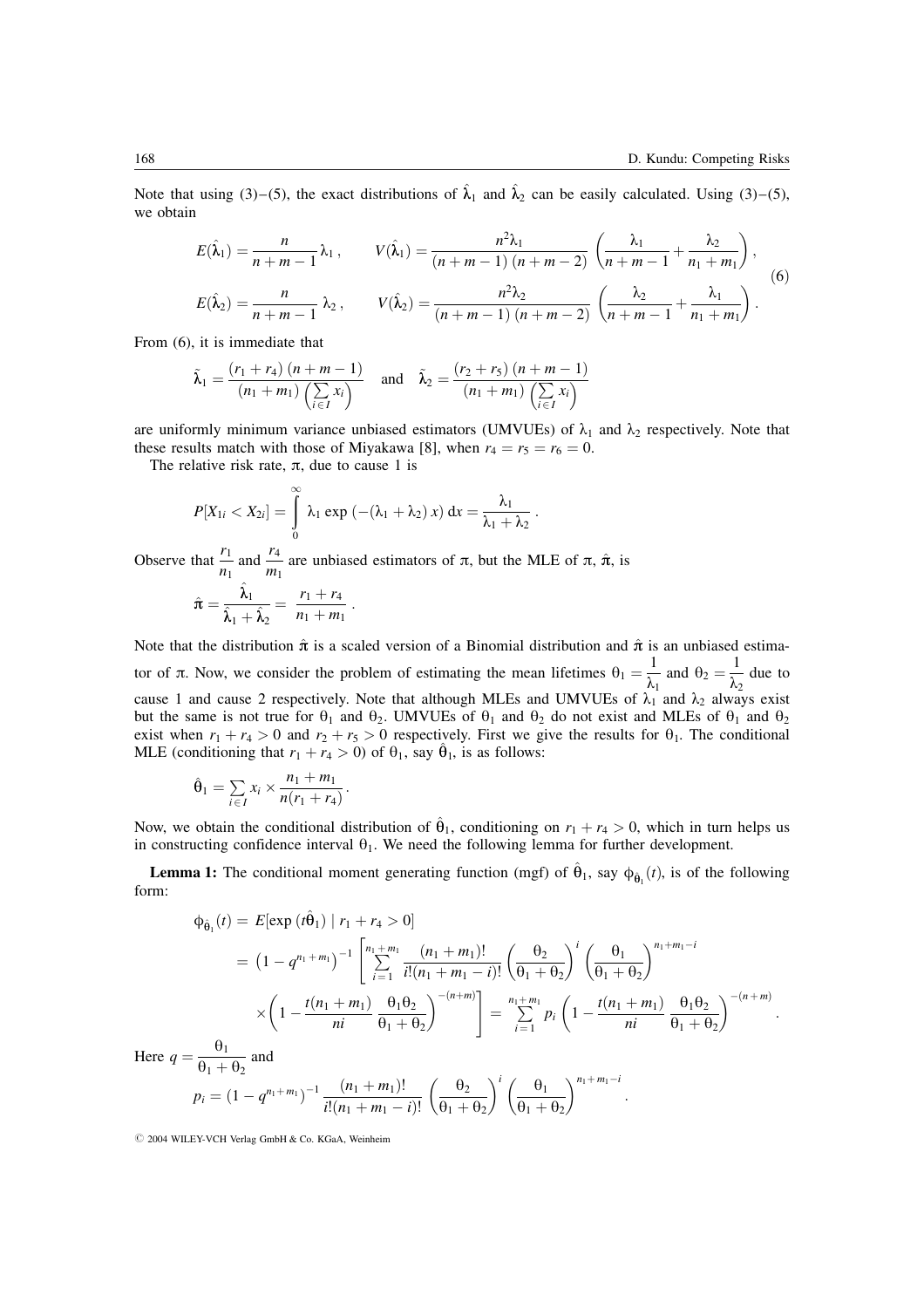Note that using (3)–(5), the exact distributions of $\hat{\lambda}_1$ and $\hat{\lambda}_2$ can be easily calculated. Using (3)–(5), we obtain

$$
\begin{aligned}
E(\hat{\lambda}_1) &= \frac{n}{n+m-1}\,\lambda_1\,, \qquad V(\hat{\lambda}_1) = \frac{n^2\lambda_1}{(n+m-1)\,(n+m-2)}\left(\frac{\lambda_1}{n+m-1} + \frac{\lambda_2}{n_1+m_1}\right),\\
E(\hat{\lambda}_2) &= \frac{n}{n+m-1}\,\lambda_2\,, \qquad V(\hat{\lambda}_2) = \frac{n^2\lambda_2}{(n+m-1)\,(n+m-2)}\left(\frac{\lambda_2}{n+m-1} + \frac{\lambda_1}{n_1+m_1}\right).
\end{aligned}
\tag{6}
$$

From (6), it is immediate that

$$
\tilde{\lambda}_1 = \frac{(r_1+r_4)\,(n+m-1)}{(n_1+m_1)\left(\sum\limits_{i\in I} x_i\right)} \quad \text{and} \quad \tilde{\lambda}_2 = \frac{(r_2+r_5)\,(n+m-1)}{(n_1+m_1)\left(\sum\limits_{i\in I} x_i\right)}
$$

are uniformly minimum variance unbiased estimators (UMVUEs) of $\lambda_1$ and $\lambda_2$ respectively. Note that these results match with those of Miyakawa [8], when $r_4 = r_5 = r_6 = 0$.

The relative risk rate, $\pi$, due to cause 1 is

$$
P[X_{1i} < X_{2i}] = \int_0^\infty \lambda_1 \exp\left(-(\lambda_1+\lambda_2)\,x\right)\,\mathrm{d}x = \frac{\lambda_1}{\lambda_1+\lambda_2}\,.
$$

Observe that $\dfrac{r_1}{n_1}$ and $\dfrac{r_4}{m_1}$ are unbiased estimators of $\pi$, but the MLE of $\pi$, $\hat{\pi}$, is

$$
\hat{\pi} = \frac{\hat{\lambda}_1}{\hat{\lambda}_1 + \hat{\lambda}_2} = \frac{r_1+r_4}{n_1+m_1}\,.
$$

Note that the distribution $\hat{\pi}$ is a scaled version of a Binomial distribution and $\hat{\pi}$ is an unbiased estimator of $\pi$. Now, we consider the problem of estimating the mean lifetimes $\theta_1 = \dfrac{1}{\lambda_1}$ and $\theta_2 = \dfrac{1}{\lambda_2}$ due to cause 1 and cause 2 respectively. Note that although MLEs and UMVUEs of $\lambda_1$ and $\lambda_2$ always exist but the same is not true for $\theta_1$ and $\theta_2$. UMVUEs of $\theta_1$ and $\theta_2$ do not exist and MLEs of $\theta_1$ and $\theta_2$ exist when $r_1 + r_4 > 0$ and $r_2 + r_5 > 0$ respectively. First we give the results for $\theta_1$. The conditional MLE (conditioning that $r_1 + r_4 > 0$) of $\theta_1$, say $\hat{\theta}_1$, is as follows:

$$
\hat{\theta}_1 = \sum_{i\in I} x_i \times \frac{n_1+m_1}{n(r_1+r_4)}\,.
$$

Now, we obtain the conditional distribution of $\hat{\theta}_1$, conditioning on $r_1 + r_4 > 0$, which in turn helps us in constructing confidence interval $\theta_1$. We need the following lemma for further development.

**Lemma 1:** The conditional moment generating function (mgf) of $\hat{\theta}_1$, say $\phi_{\hat{\theta}_1}(t)$, is of the following form:

$$
\begin{aligned}
\phi_{\hat{\theta}_1}(t) &= E[\exp(t\hat{\theta}_1) \mid r_1 + r_4 > 0]\\
&= \left(1 - q^{n_1+m_1}\right)^{-1}\left[\sum_{i=1}^{n_1+m_1} \frac{(n_1+m_1)!}{i!(n_1+m_1-i)!}\left(\frac{\theta_2}{\theta_1+\theta_2}\right)^i \left(\frac{\theta_1}{\theta_1+\theta_2}\right)^{n_1+m_1-i}\right.\\
&\qquad \left.\times\left(1 - \frac{t(n_1+m_1)}{ni}\,\frac{\theta_1\theta_2}{\theta_1+\theta_2}\right)^{-(n+m)}\right] = \sum_{i=1}^{n_1+m_1} p_i\left(1 - \frac{t(n_1+m_1)}{ni}\,\frac{\theta_1\theta_2}{\theta_1+\theta_2}\right)^{-(n+m)}.
\end{aligned}
$$

Here $q = \dfrac{\theta_1}{\theta_1+\theta_2}$ and

$$
p_i = (1 - q^{n_1+m_1})^{-1}\,\frac{(n_1+m_1)!}{i!(n_1+m_1-i)!}\left(\frac{\theta_2}{\theta_1+\theta_2}\right)^i \left(\frac{\theta_1}{\theta_1+\theta_2}\right)^{n_1+m_1-i}.
$$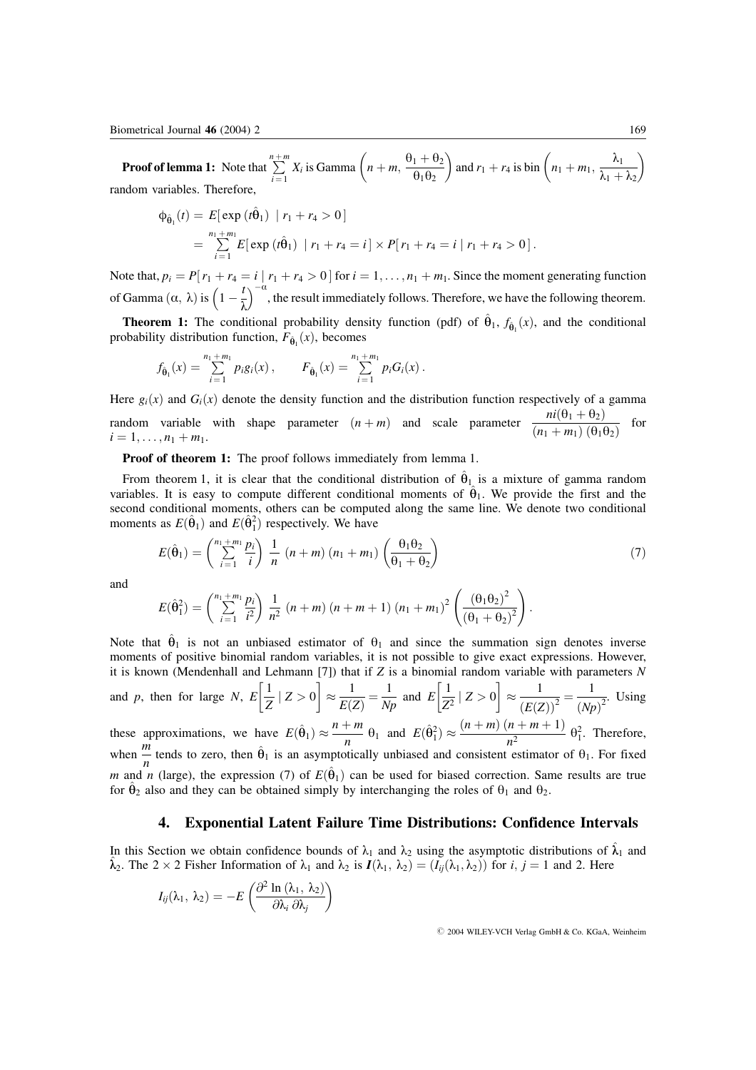**Proof of lemma 1:** Note that $\sum_{i=1}^{n+m} X_i$ is Gamma $\left(n+m, \frac{\theta_1+\theta_2}{\theta_1\theta_2}\right)$ and $r_1 + r_4$ is bin $\left(n_1+m_1, \frac{\lambda_1}{\lambda_1+\lambda_2}\right)$ random variables. Therefore,

$$\phi_{\hat{\theta}_1}(t) = E[\exp(t\hat{\theta}_1) \mid r_1 + r_4 > 0]$$
$$= \sum_{i=1}^{n_1+m_1} E[\exp(t\hat{\theta}_1) \mid r_1 + r_4 = i] \times P[r_1 + r_4 = i \mid r_1 + r_4 > 0].$$

Note that, $p_i = P[r_1 + r_4 = i \mid r_1 + r_4 > 0]$ for $i = 1, \ldots, n_1 + m_1$. Since the moment generating function of Gamma $(\alpha, \lambda)$ is $\left(1 - \frac{t}{\lambda}\right)^{-\alpha}$, the result immediately follows. Therefore, we have the following theorem.

**Theorem 1:** The conditional probability density function (pdf) of $\hat{\theta}_1$, $f_{\hat{\theta}_1}(x)$, and the conditional probability distribution function, $F_{\hat{\theta}_1}(x)$, becomes

$$f_{\hat{\theta}_1}(x) = \sum_{i=1}^{n_1+m_1} p_i g_i(x), \qquad F_{\hat{\theta}_1}(x) = \sum_{i=1}^{n_1+m_1} p_i G_i(x).$$

Here $g_i(x)$ and $G_i(x)$ denote the density function and the distribution function respectively of a gamma random variable with shape parameter $(n+m)$ and scale parameter $\frac{ni(\theta_1+\theta_2)}{(n_1+m_1)(\theta_1\theta_2)}$ for $i = 1, \ldots, n_1 + m_1$.

**Proof of theorem 1:** The proof follows immediately from lemma 1.

From theorem 1, it is clear that the conditional distribution of $\hat{\theta}_1$ is a mixture of gamma random variables. It is easy to compute different conditional moments of $\hat{\theta}_1$. We provide the first and the second conditional moments, others can be computed along the same line. We denote two conditional moments as $E(\hat{\theta}_1)$ and $E(\hat{\theta}_1^2)$ respectively. We have

$$E(\hat{\theta}_1) = \left(\sum_{i=1}^{n_1+m_1} \frac{p_i}{i}\right) \frac{1}{n} (n+m)(n_1+m_1)\left(\frac{\theta_1\theta_2}{\theta_1+\theta_2}\right) \tag{7}$$

and

$$E(\hat{\theta}_1^2) = \left(\sum_{i=1}^{n_1+m_1} \frac{p_i}{i^2}\right) \frac{1}{n^2} (n+m)(n+m+1)(n_1+m_1)^2 \left(\frac{(\theta_1\theta_2)^2}{(\theta_1+\theta_2)^2}\right).$$

Note that $\hat{\theta}_1$ is not an unbiased estimator of $\theta_1$ and since the summation sign denotes inverse moments of positive binomial random variables, it is not possible to give exact expressions. However, it is known (Mendenhall and Lehmann [7]) that if $Z$ is a binomial random variable with parameters $N$ and $p$, then for large $N$, $E\left[\frac{1}{Z} \mid Z > 0\right] \approx \frac{1}{E(Z)} = \frac{1}{Np}$ and $E\left[\frac{1}{Z^2} \mid Z > 0\right] \approx \frac{1}{(E(Z))^2} = \frac{1}{(Np)^2}$. Using these approximations, we have $E(\hat{\theta}_1) \approx \frac{n+m}{n}\,\theta_1$ and $E(\hat{\theta}_1^2) \approx \frac{(n+m)(n+m+1)}{n^2}\,\theta_1^2$. Therefore, when $\frac{m}{n}$ tends to zero, then $\hat{\theta}_1$ is an asymptotically unbiased and consistent estimator of $\theta_1$. For fixed $m$ and $n$ (large), the expression (7) of $E(\hat{\theta}_1)$ can be used for biased correction. Same results are true for $\hat{\theta}_2$ also and they can be obtained simply by interchanging the roles of $\theta_1$ and $\theta_2$.

## 4. Exponential Latent Failure Time Distributions: Confidence Intervals

In this Section we obtain confidence bounds of $\lambda_1$ and $\lambda_2$ using the asymptotic distributions of $\hat{\lambda}_1$ and $\hat{\lambda}_2$. The $2 \times 2$ Fisher Information of $\lambda_1$ and $\lambda_2$ is $\boldsymbol{I}(\lambda_1, \lambda_2) = (I_{ij}(\lambda_1, \lambda_2))$ for $i, j = 1$ and 2. Here

$$I_{ij}(\lambda_1, \lambda_2) = -E\left(\frac{\partial^2 \ln(\lambda_1, \lambda_2)}{\partial\lambda_i\,\partial\lambda_j}\right)$$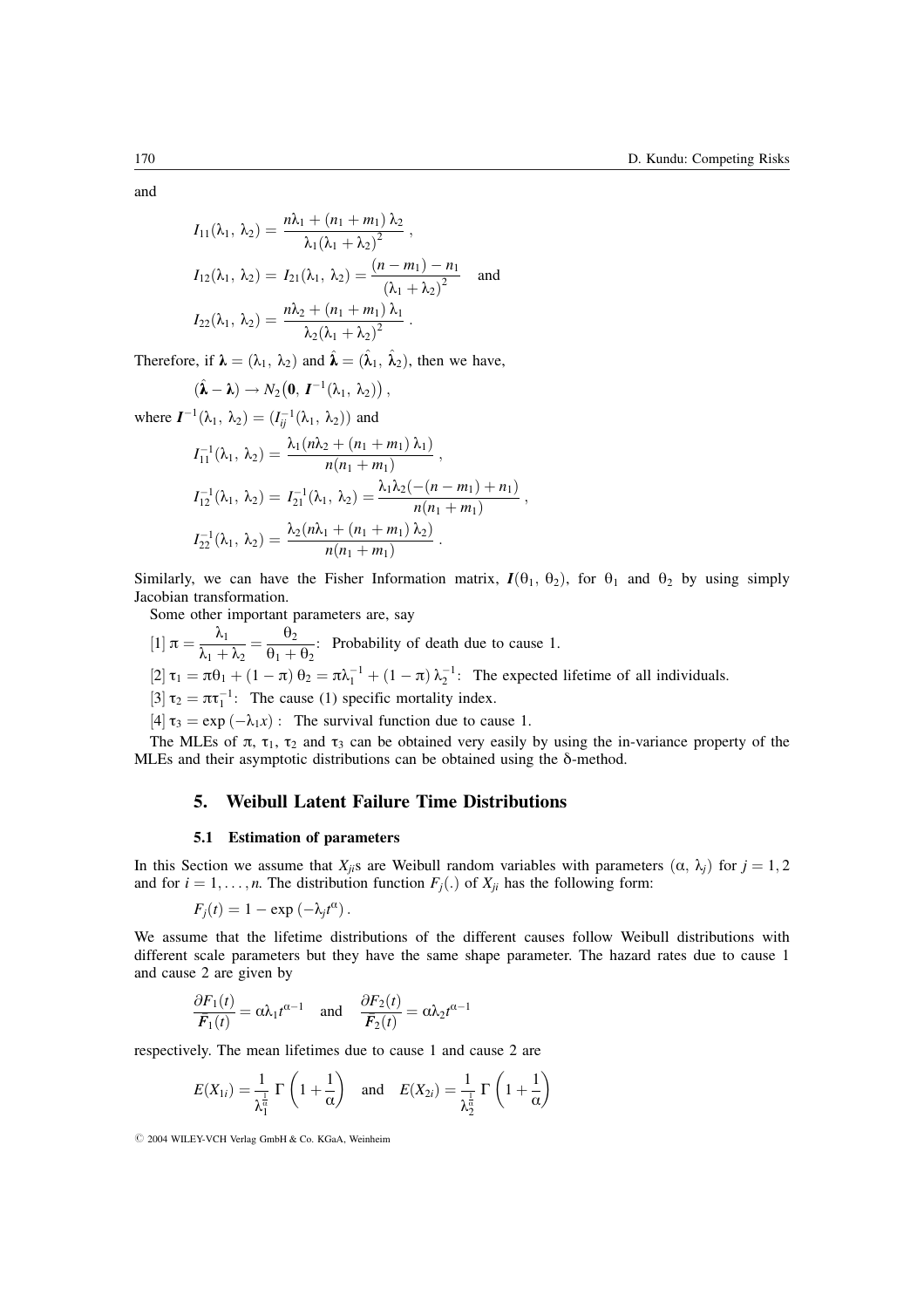and

$$I_{11}(\lambda_1, \lambda_2) = \frac{n\lambda_1 + (n_1 + m_1)\lambda_2}{\lambda_1(\lambda_1 + \lambda_2)^2},$$

$$I_{12}(\lambda_1, \lambda_2) = I_{21}(\lambda_1, \lambda_2) = \frac{(n - m_1) - n_1}{(\lambda_1 + \lambda_2)^2} \quad \text{and}$$

$$I_{22}(\lambda_1, \lambda_2) = \frac{n\lambda_2 + (n_1 + m_1)\lambda_1}{\lambda_2(\lambda_1 + \lambda_2)^2}.$$

Therefore, if $\boldsymbol{\lambda} = (\lambda_1, \lambda_2)$ and $\hat{\boldsymbol{\lambda}} = (\hat{\lambda}_1, \hat{\lambda}_2)$, then we have,

$$(\hat{\boldsymbol{\lambda}} - \boldsymbol{\lambda}) \to N_2\big(\mathbf{0}, \boldsymbol{I}^{-1}(\lambda_1, \lambda_2)\big),$$

where $\boldsymbol{I}^{-1}(\lambda_1, \lambda_2) = (I_{ij}^{-1}(\lambda_1, \lambda_2))$ and

$$I_{11}^{-1}(\lambda_1, \lambda_2) = \frac{\lambda_1(n\lambda_2 + (n_1 + m_1)\lambda_1)}{n(n_1 + m_1)},$$

$$I_{12}^{-1}(\lambda_1, \lambda_2) = I_{21}^{-1}(\lambda_1, \lambda_2) = \frac{\lambda_1\lambda_2(-(n - m_1) + n_1)}{n(n_1 + m_1)},$$

$$I_{22}^{-1}(\lambda_1, \lambda_2) = \frac{\lambda_2(n\lambda_1 + (n_1 + m_1)\lambda_2)}{n(n_1 + m_1)}.$$

Similarly, we can have the Fisher Information matrix, $\boldsymbol{I}(\theta_1, \theta_2)$, for $\theta_1$ and $\theta_2$ by using simply Jacobian transformation.

Some other important parameters are, say

[1] $\pi = \dfrac{\lambda_1}{\lambda_1 + \lambda_2} = \dfrac{\theta_2}{\theta_1 + \theta_2}$: Probability of death due to cause 1.

[2] $\tau_1 = \pi\theta_1 + (1 - \pi)\theta_2 = \pi\lambda_1^{-1} + (1 - \pi)\lambda_2^{-1}$: The expected lifetime of all individuals.

[3] $\tau_2 = \pi\tau_1^{-1}$: The cause (1) specific mortality index.

[4] $\tau_3 = \exp(-\lambda_1 x)$ : The survival function due to cause 1.

The MLEs of $\pi$, $\tau_1$, $\tau_2$ and $\tau_3$ can be obtained very easily by using the in-variance property of the MLEs and their asymptotic distributions can be obtained using the $\delta$-method.

## 5. Weibull Latent Failure Time Distributions

### 5.1 Estimation of parameters

In this Section we assume that $X_{ji}$s are Weibull random variables with parameters $(\alpha, \lambda_j)$ for $j = 1, 2$ and for $i = 1, \ldots, n$. The distribution function $F_j(.)$ of $X_{ji}$ has the following form:

$$F_j(t) = 1 - \exp(-\lambda_j t^{\alpha}).$$

We assume that the lifetime distributions of the different causes follow Weibull distributions with different scale parameters but they have the same shape parameter. The hazard rates due to cause 1 and cause 2 are given by

$$\frac{\partial F_1(t)}{\bar{F}_1(t)} = \alpha\lambda_1 t^{\alpha-1} \quad \text{and} \quad \frac{\partial F_2(t)}{\bar{F}_2(t)} = \alpha\lambda_2 t^{\alpha-1}$$

respectively. The mean lifetimes due to cause 1 and cause 2 are

$$E(X_{1i}) = \frac{1}{\lambda_1^{\frac{1}{\alpha}}}\,\Gamma\left(1 + \frac{1}{\alpha}\right) \quad \text{and} \quad E(X_{2i}) = \frac{1}{\lambda_2^{\frac{1}{\alpha}}}\,\Gamma\left(1 + \frac{1}{\alpha}\right)$$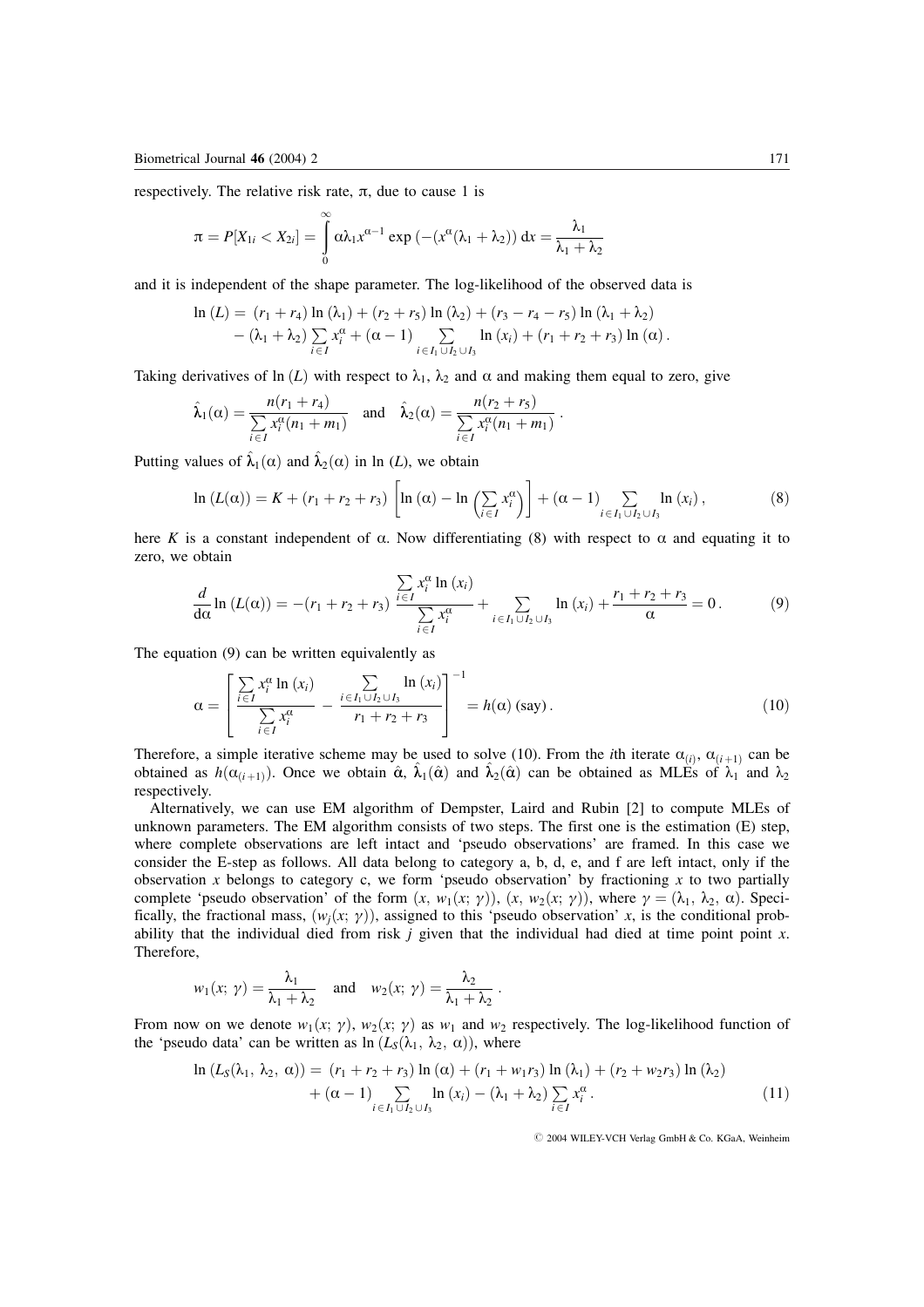respectively. The relative risk rate, $\pi$, due to cause 1 is

$$\pi = P[X_{1i} < X_{2i}] = \int_0^\infty \alpha\lambda_1 x^{\alpha-1} \exp\left(-(x^\alpha(\lambda_1 + \lambda_2)\right) \mathrm{d}x = \frac{\lambda_1}{\lambda_1 + \lambda_2}$$

and it is independent of the shape parameter. The log-likelihood of the observed data is

$$\ln(L) = (r_1 + r_4)\ln(\lambda_1) + (r_2 + r_5)\ln(\lambda_2) + (r_3 - r_4 - r_5)\ln(\lambda_1 + \lambda_2) - (\lambda_1 + \lambda_2)\sum_{i \in I} x_i^\alpha + (\alpha - 1)\sum_{i \in I_1 \cup I_2 \cup I_3} \ln(x_i) + (r_1 + r_2 + r_3)\ln(\alpha).$$

Taking derivatives of $\ln(L)$ with respect to $\lambda_1$, $\lambda_2$ and $\alpha$ and making them equal to zero, give

$$\hat{\lambda}_1(\alpha) = \frac{n(r_1 + r_4)}{\sum_{i \in I} x_i^\alpha (n_1 + m_1)} \quad \text{and} \quad \hat{\lambda}_2(\alpha) = \frac{n(r_2 + r_5)}{\sum_{i \in I} x_i^\alpha (n_1 + m_1)}.$$

Putting values of $\hat{\lambda}_1(\alpha)$ and $\hat{\lambda}_2(\alpha)$ in $\ln(L)$, we obtain

$$\ln(L(\alpha)) = K + (r_1 + r_2 + r_3)\left[\ln(\alpha) - \ln\left(\sum_{i \in I} x_i^\alpha\right)\right] + (\alpha - 1)\sum_{i \in I_1 \cup I_2 \cup I_3} \ln(x_i), \tag{8}$$

here $K$ is a constant independent of $\alpha$. Now differentiating (8) with respect to $\alpha$ and equating it to zero, we obtain

$$\frac{d}{d\alpha}\ln(L(\alpha)) = -(r_1 + r_2 + r_3)\frac{\sum_{i \in I} x_i^\alpha \ln(x_i)}{\sum_{i \in I} x_i^\alpha} + \sum_{i \in I_1 \cup I_2 \cup I_3} \ln(x_i) + \frac{r_1 + r_2 + r_3}{\alpha} = 0. \tag{9}$$

The equation (9) can be written equivalently as

$$\alpha = \left[\frac{\sum_{i \in I} x_i^\alpha \ln(x_i)}{\sum_{i \in I} x_i^\alpha} - \frac{\sum_{i \in I_1 \cup I_2 \cup I_3} \ln(x_i)}{r_1 + r_2 + r_3}\right]^{-1} = h(\alpha)\ (\text{say}). \tag{10}$$

Therefore, a simple iterative scheme may be used to solve (10). From the $i$th iterate $\alpha_{(i)}$, $\alpha_{(i+1)}$ can be obtained as $h(\alpha_{(i+1)})$. Once we obtain $\hat{\alpha}$, $\hat{\lambda}_1(\hat{\alpha})$ and $\hat{\lambda}_2(\hat{\alpha})$ can be obtained as MLEs of $\lambda_1$ and $\lambda_2$ respectively.

Alternatively, we can use EM algorithm of Dempster, Laird and Rubin [2] to compute MLEs of unknown parameters. The EM algorithm consists of two steps. The first one is the estimation (E) step, where complete observations are left intact and 'pseudo observations' are framed. In this case we consider the E-step as follows. All data belong to category a, b, d, e, and f are left intact, only if the observation $x$ belongs to category c, we form 'pseudo observation' by fractioning $x$ to two partially complete 'pseudo observation' of the form $(x,\ w_1(x;\ \gamma))$, $(x,\ w_2(x;\ \gamma))$, where $\gamma = (\lambda_1,\ \lambda_2,\ \alpha)$. Specifically, the fractional mass, $(w_j(x;\ \gamma))$, assigned to this 'pseudo observation' $x$, is the conditional probability that the individual died from risk $j$ given that the individual had died at time point point $x$. Therefore,

$$w_1(x;\ \gamma) = \frac{\lambda_1}{\lambda_1 + \lambda_2} \quad \text{and} \quad w_2(x;\ \gamma) = \frac{\lambda_2}{\lambda_1 + \lambda_2}.$$

From now on we denote $w_1(x;\ \gamma)$, $w_2(x;\ \gamma)$ as $w_1$ and $w_2$ respectively. The log-likelihood function of the 'pseudo data' can be written as $\ln(L_S(\lambda_1,\ \lambda_2,\ \alpha))$, where

$$\ln(L_S(\lambda_1,\ \lambda_2,\ \alpha)) = (r_1 + r_2 + r_3)\ln(\alpha) + (r_1 + w_1 r_3)\ln(\lambda_1) + (r_2 + w_2 r_3)\ln(\lambda_2) + (\alpha - 1)\sum_{i \in I_1 \cup I_2 \cup I_3} \ln(x_i) - (\lambda_1 + \lambda_2)\sum_{i \in I} x_i^\alpha. \tag{11}$$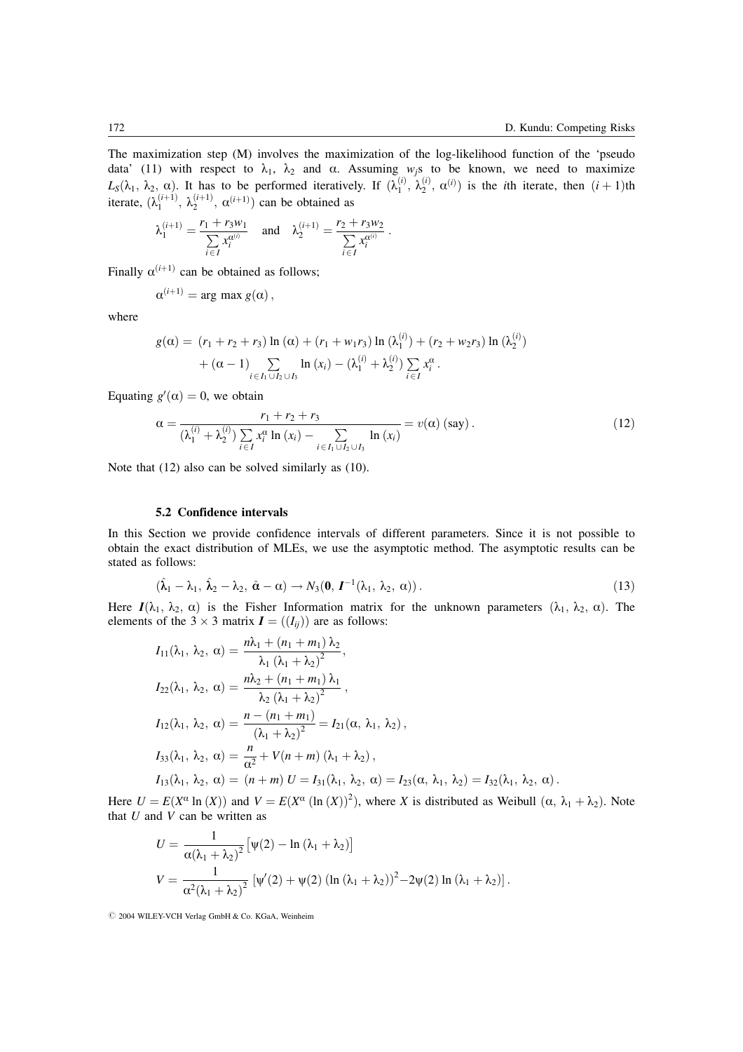The maximization step (M) involves the maximization of the log-likelihood function of the 'pseudo data' (11) with respect to $\lambda_1$, $\lambda_2$ and $\alpha$. Assuming $w_j$s to be known, we need to maximize $L_S(\lambda_1, \lambda_2, \alpha)$. It has to be performed iteratively. If $(\lambda_1^{(i)}, \lambda_2^{(i)}, \alpha^{(i)})$ is the $i$th iterate, then $(i+1)$th iterate, $(\lambda_1^{(i+1)}, \lambda_2^{(i+1)}, \alpha^{(i+1)})$ can be obtained as

$$\lambda_1^{(i+1)} = \frac{r_1 + r_3 w_1}{\sum\limits_{i \in I} x_i^{\alpha^{(i)}}} \quad \text{and} \quad \lambda_2^{(i+1)} = \frac{r_2 + r_3 w_2}{\sum\limits_{i \in I} x_i^{\alpha^{(i)}}} .$$

Finally $\alpha^{(i+1)}$ can be obtained as follows;

$$\alpha^{(i+1)} = \arg\max g(\alpha) ,$$

where

$$g(\alpha) = (r_1 + r_2 + r_3) \ln(\alpha) + (r_1 + w_1 r_3) \ln(\lambda_1^{(i)}) + (r_2 + w_2 r_3) \ln(\lambda_2^{(i)}) + (\alpha - 1) \sum_{i \in I_1 \cup I_2 \cup I_3} \ln(x_i) - (\lambda_1^{(i)} + \lambda_2^{(i)}) \sum_{i \in I} x_i^{\alpha} .$$

Equating $g'(\alpha) = 0$, we obtain

$$\alpha = \frac{r_1 + r_2 + r_3}{(\lambda_1^{(i)} + \lambda_2^{(i)}) \sum\limits_{i \in I} x_i^{\alpha} \ln(x_i) - \sum\limits_{i \in I_1 \cup I_2 \cup I_3} \ln(x_i)} = v(\alpha) \text{ (say)} . \tag{12}$$

Note that (12) also can be solved similarly as (10).

### 5.2 Confidence intervals

In this Section we provide confidence intervals of different parameters. Since it is not possible to obtain the exact distribution of MLEs, we use the asymptotic method. The asymptotic results can be stated as follows:

$$(\hat{\lambda}_1 - \lambda_1, \hat{\lambda}_2 - \lambda_2, \hat{\alpha} - \alpha) \to N_3(\mathbf{0}, \boldsymbol{I}^{-1}(\lambda_1, \lambda_2, \alpha)) . \tag{13}$$

Here $\boldsymbol{I}(\lambda_1, \lambda_2, \alpha)$ is the Fisher Information matrix for the unknown parameters $(\lambda_1, \lambda_2, \alpha)$. The elements of the $3 \times 3$ matrix $\boldsymbol{I} = ((I_{ij}))$ are as follows:

$$I_{11}(\lambda_1, \lambda_2, \alpha) = \frac{n\lambda_1 + (n_1 + m_1)\lambda_2}{\lambda_1 (\lambda_1 + \lambda_2)^2} ,$$

$$I_{22}(\lambda_1, \lambda_2, \alpha) = \frac{n\lambda_2 + (n_1 + m_1)\lambda_1}{\lambda_2 (\lambda_1 + \lambda_2)^2} ,$$

$$I_{12}(\lambda_1, \lambda_2, \alpha) = \frac{n - (n_1 + m_1)}{(\lambda_1 + \lambda_2)^2} = I_{21}(\alpha, \lambda_1, \lambda_2) ,$$

$$I_{33}(\lambda_1, \lambda_2, \alpha) = \frac{n}{\alpha^2} + V(n + m)(\lambda_1 + \lambda_2) ,$$

$$I_{13}(\lambda_1, \lambda_2, \alpha) = (n + m)\, U = I_{31}(\lambda_1, \lambda_2, \alpha) = I_{23}(\alpha, \lambda_1, \lambda_2) = I_{32}(\lambda_1, \lambda_2, \alpha) .$$

Here $U = E(X^{\alpha} \ln(X))$ and $V = E(X^{\alpha} (\ln(X))^2)$, where $X$ is distributed as Weibull $(\alpha, \lambda_1 + \lambda_2)$. Note that $U$ and $V$ can be written as

$$U = \frac{1}{\alpha(\lambda_1 + \lambda_2)^2} \left[ \psi(2) - \ln(\lambda_1 + \lambda_2) \right]$$

$$V = \frac{1}{\alpha^2 (\lambda_1 + \lambda_2)^2} \left[ \psi'(2) + \psi(2) (\ln(\lambda_1 + \lambda_2))^2 - 2\psi(2) \ln(\lambda_1 + \lambda_2) \right] .$$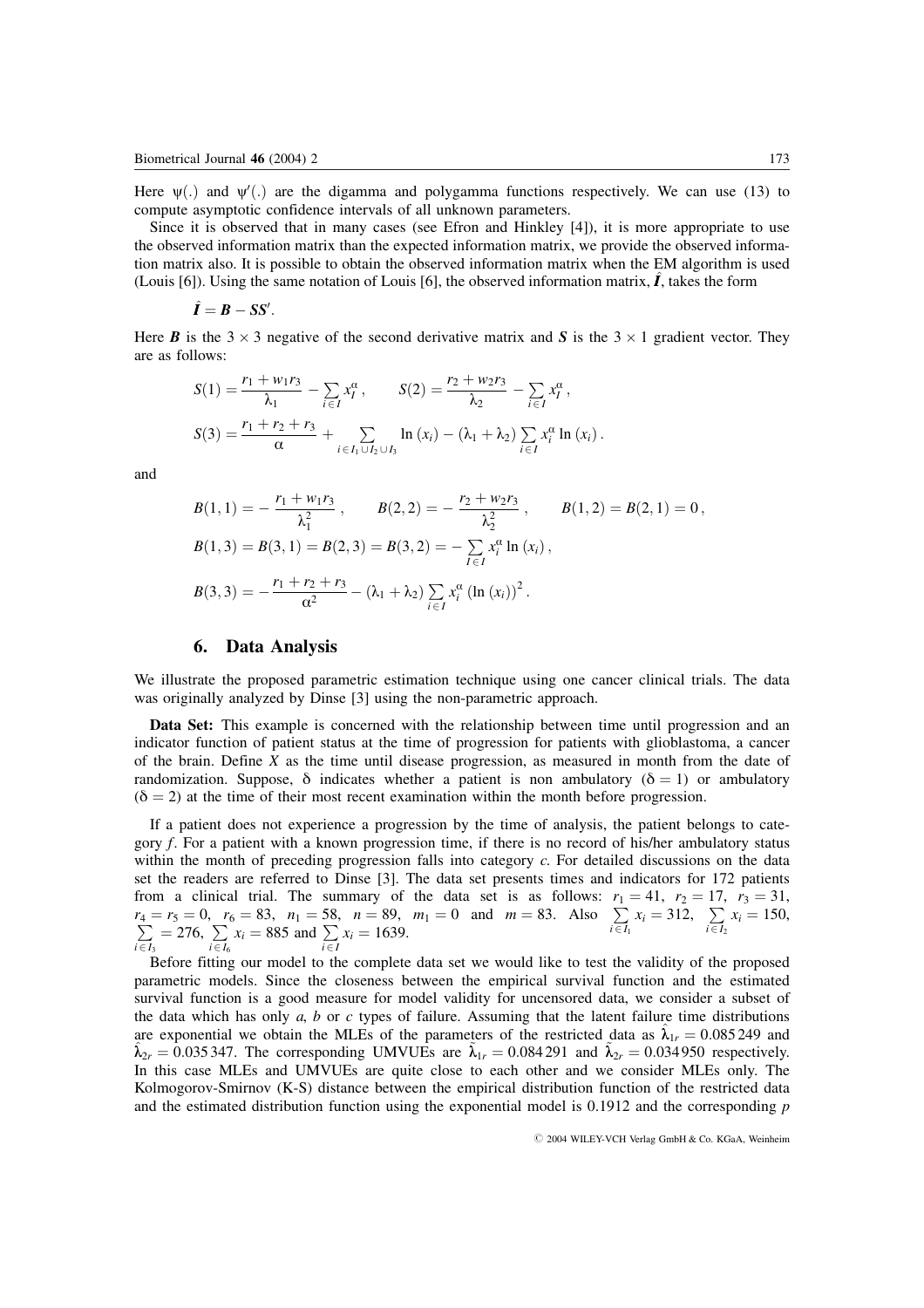Here $\psi(.)$ and $\psi'(.)$ are the digamma and polygamma functions respectively. We can use (13) to compute asymptotic confidence intervals of all unknown parameters.

Since it is observed that in many cases (see Efron and Hinkley [4]), it is more appropriate to use the observed information matrix than the expected information matrix, we provide the observed information matrix also. It is possible to obtain the observed information matrix when the EM algorithm is used (Louis [6]). Using the same notation of Louis [6], the observed information matrix, $\hat{\boldsymbol{I}}$, takes the form

$$\hat{\boldsymbol{I}} = \boldsymbol{B} - \boldsymbol{S}\boldsymbol{S}'.$$

Here $\boldsymbol{B}$ is the $3 \times 3$ negative of the second derivative matrix and $\boldsymbol{S}$ is the $3 \times 1$ gradient vector. They are as follows:

$$S(1) = \frac{r_1 + w_1 r_3}{\lambda_1} - \sum_{i \in I} x_i^{\alpha}, \qquad S(2) = \frac{r_2 + w_2 r_3}{\lambda_2} - \sum_{i \in I} x_I^{\alpha},$$

$$S(3) = \frac{r_1 + r_2 + r_3}{\alpha} + \sum_{i \in I_1 \cup I_2 \cup I_3} \ln(x_i) - (\lambda_1 + \lambda_2) \sum_{i \in I} x_i^{\alpha} \ln(x_i).$$

and

$$B(1,1) = -\frac{r_1 + w_1 r_3}{\lambda_1^2}, \qquad B(2,2) = -\frac{r_2 + w_2 r_3}{\lambda_2^2}, \qquad B(1,2) = B(2,1) = 0,$$

$$B(1,3) = B(3,1) = B(2,3) = B(3,2) = -\sum_{I \in I} x_i^{\alpha} \ln(x_i),$$

$$B(3,3) = -\frac{r_1 + r_2 + r_3}{\alpha^2} - (\lambda_1 + \lambda_2) \sum_{i \in I} x_i^{\alpha} (\ln(x_i))^2.$$

## 6. Data Analysis

We illustrate the proposed parametric estimation technique using one cancer clinical trials. The data was originally analyzed by Dinse [3] using the non-parametric approach.

**Data Set:** This example is concerned with the relationship between time until progression and an indicator function of patient status at the time of progression for patients with glioblastoma, a cancer of the brain. Define $X$ as the time until disease progression, as measured in month from the date of randomization. Suppose, $\delta$ indicates whether a patient is non ambulatory ($\delta = 1$) or ambulatory ($\delta = 2$) at the time of their most recent examination within the month before progression.

If a patient does not experience a progression by the time of analysis, the patient belongs to category $f$. For a patient with a known progression time, if there is no record of his/her ambulatory status within the month of preceding progression falls into category $c$. For detailed discussions on the data set the readers are referred to Dinse [3]. The data set presents times and indicators for 172 patients from a clinical trial. The summary of the data set is as follows: $r_1 = 41$, $r_2 = 17$, $r_3 = 31$, $r_4 = r_5 = 0$, $r_6 = 83$, $n_1 = 58$, $n = 89$, $m_1 = 0$ and $m = 83$. Also $\sum_{i \in I_1} x_i = 312$, $\sum_{i \in I_2} x_i = 150$, $\sum_{i \in I_3} = 276$, $\sum_{i \in I_6} x_i = 885$ and $\sum_{i \in I} x_i = 1639$.

Before fitting our model to the complete data set we would like to test the validity of the proposed parametric models. Since the closeness between the empirical survival function and the estimated survival function is a good measure for model validity for uncensored data, we consider a subset of the data which has only $a$, $b$ or $c$ types of failure. Assuming that the latent failure time distributions are exponential we obtain the MLEs of the parameters of the restricted data as $\hat{\lambda}_{1r} = 0.085249$ and $\hat{\lambda}_{2r} = 0.035347$. The corresponding UMVUEs are $\tilde{\lambda}_{1r} = 0.084291$ and $\tilde{\lambda}_{2r} = 0.034950$ respectively. In this case MLEs and UMVUEs are quite close to each other and we consider MLEs only. The Kolmogorov-Smirnov (K-S) distance between the empirical distribution function of the restricted data and the estimated distribution function using the exponential model is 0.1912 and the corresponding $p$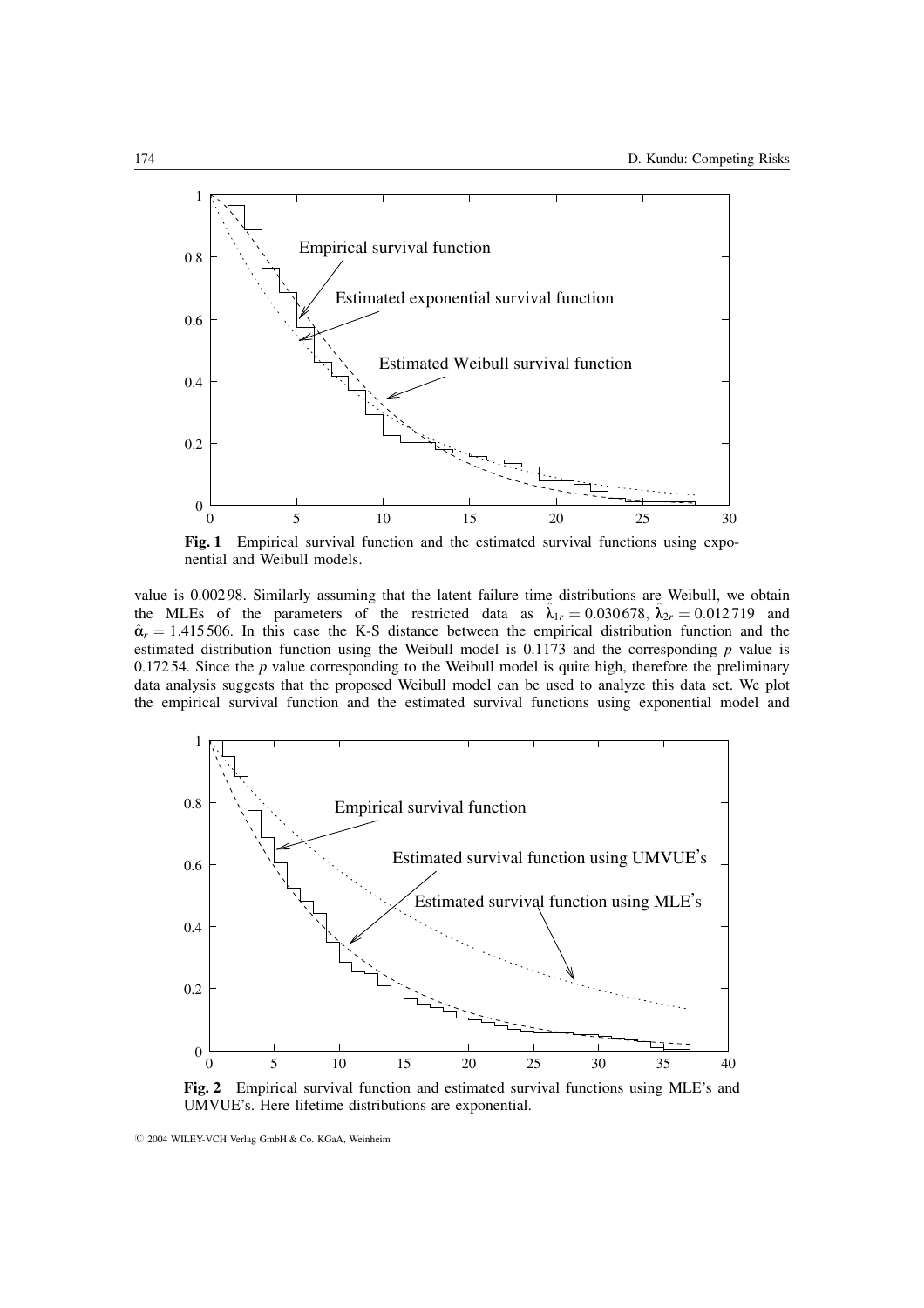**Fig. 1** Empirical survival function and the estimated survival functions using exponential and Weibull models.

value is 0.00298. Similarly assuming that the latent failure time distributions are Weibull, we obtain the MLEs of the parameters of the restricted data as $\hat{\lambda}_{1r} = 0.030678$, $\hat{\lambda}_{2r} = 0.012719$ and $\hat{\alpha}_r = 1.415506$. In this case the K-S distance between the empirical distribution function and the estimated distribution function using the Weibull model is 0.1173 and the corresponding $p$ value is 0.17254. Since the $p$ value corresponding to the Weibull model is quite high, therefore the preliminary data analysis suggests that the proposed Weibull model can be used to analyze this data set. We plot the empirical survival function and the estimated survival functions using exponential model and

**Fig. 2** Empirical survival function and estimated survival functions using MLE's and UMVUE's. Here lifetime distributions are exponential.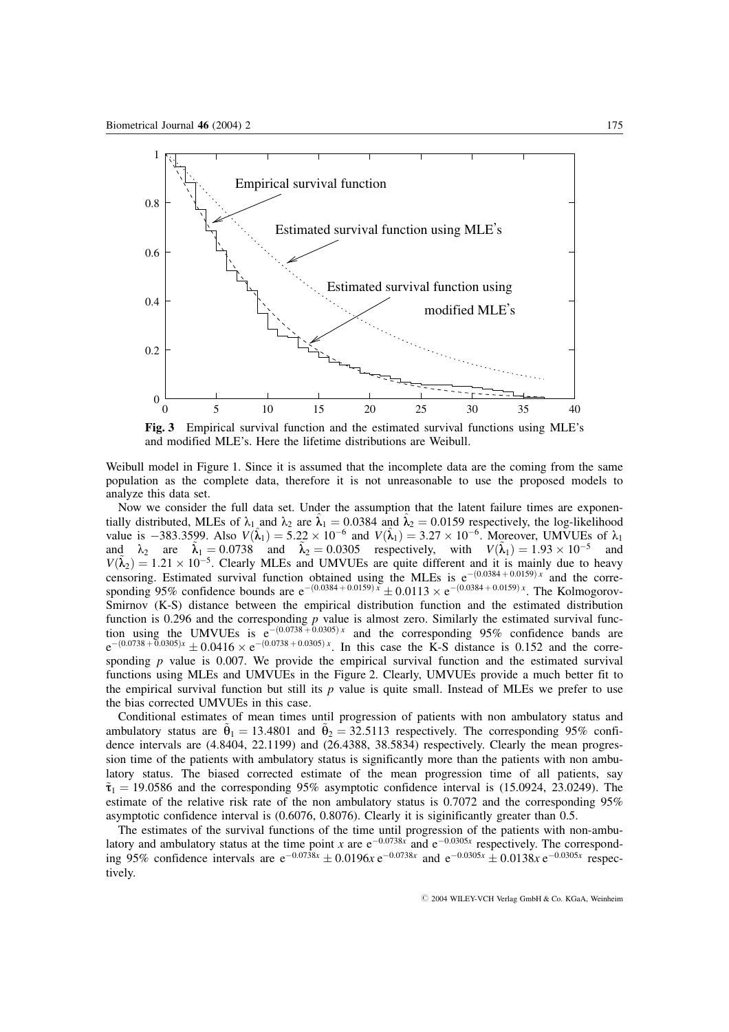**Fig. 3** Empirical survival function and the estimated survival functions using MLE's and modified MLE's. Here the lifetime distributions are Weibull.

Weibull model in Figure 1. Since it is assumed that the incomplete data are the coming from the same population as the complete data, therefore it is not unreasonable to use the proposed models to analyze this data set.

Now we consider the full data set. Under the assumption that the latent failure times are exponentially distributed, MLEs of $\lambda_1$ and $\lambda_2$ are $\hat{\lambda}_1 = 0.0384$ and $\hat{\lambda}_2 = 0.0159$ respectively, the log-likelihood value is $-383.3599$. Also $V(\hat{\lambda}_1) = 5.22 \times 10^{-6}$ and $V(\hat{\lambda}_1) = 3.27 \times 10^{-6}$. Moreover, UMVUEs of $\lambda_1$ and $\lambda_2$ are $\tilde{\lambda}_1 = 0.0738$ and $\tilde{\lambda}_2 = 0.0305$ respectively, with $V(\tilde{\lambda}_1) = 1.93 \times 10^{-5}$ and $V(\tilde{\lambda}_2) = 1.21 \times 10^{-5}$. Clearly MLEs and UMVUEs are quite different and it is mainly due to heavy censoring. Estimated survival function obtained using the MLEs is $e^{-(0.0384 + 0.0159)x}$ and the corresponding 95% confidence bounds are $e^{-(0.0384 + 0.0159)x} \pm 0.0113 \times e^{-(0.0384 + 0.0159)x}$. The Kolmogorov-Smirnov (K-S) distance between the empirical distribution function and the estimated distribution function is 0.296 and the corresponding $p$ value is almost zero. Similarly the estimated survival function using the UMVUEs is $e^{-(0.0738 + 0.0305)x}$ and the corresponding 95% confidence bands are $e^{-(0.0738 + 0.0305)x} \pm 0.0416 \times e^{-(0.0738 + 0.0305)x}$. In this case the K-S distance is 0.152 and the corresponding $p$ value is 0.007. We provide the empirical survival function and the estimated survival functions using MLEs and UMVUEs in the Figure 2. Clearly, UMVUEs provide a much better fit to the empirical survival function but still its $p$ value is quite small. Instead of MLEs we prefer to use the bias corrected UMVUEs in this case.

Conditional estimates of mean times until progression of patients with non ambulatory status and ambulatory status are $\hat{\theta}_1 = 13.4801$ and $\hat{\theta}_2 = 32.5113$ respectively. The corresponding 95% confidence intervals are (4.8404, 22.1199) and (26.4388, 38.5834) respectively. Clearly the mean progression time of the patients with ambulatory status is significantly more than the patients with non ambulatory status. The biased corrected estimate of the mean progression time of all patients, say $\tilde{\tau}_1 = 19.0586$ and the corresponding 95% asymptotic confidence interval is (15.0924, 23.0249). The estimate of the relative risk rate of the non ambulatory status is 0.7072 and the corresponding 95% asymptotic confidence interval is (0.6076, 0.8076). Clearly it is siginificantly greater than 0.5.

The estimates of the survival functions of the time until progression of the patients with non-ambulatory and ambulatory status at the time point $x$ are $e^{-0.0738x}$ and $e^{-0.0305x}$ respectively. The corresponding 95% confidence intervals are $e^{-0.0738x} \pm 0.0196x\, e^{-0.0738x}$ and $e^{-0.0305x} \pm 0.0138x\, e^{-0.0305x}$ respectively.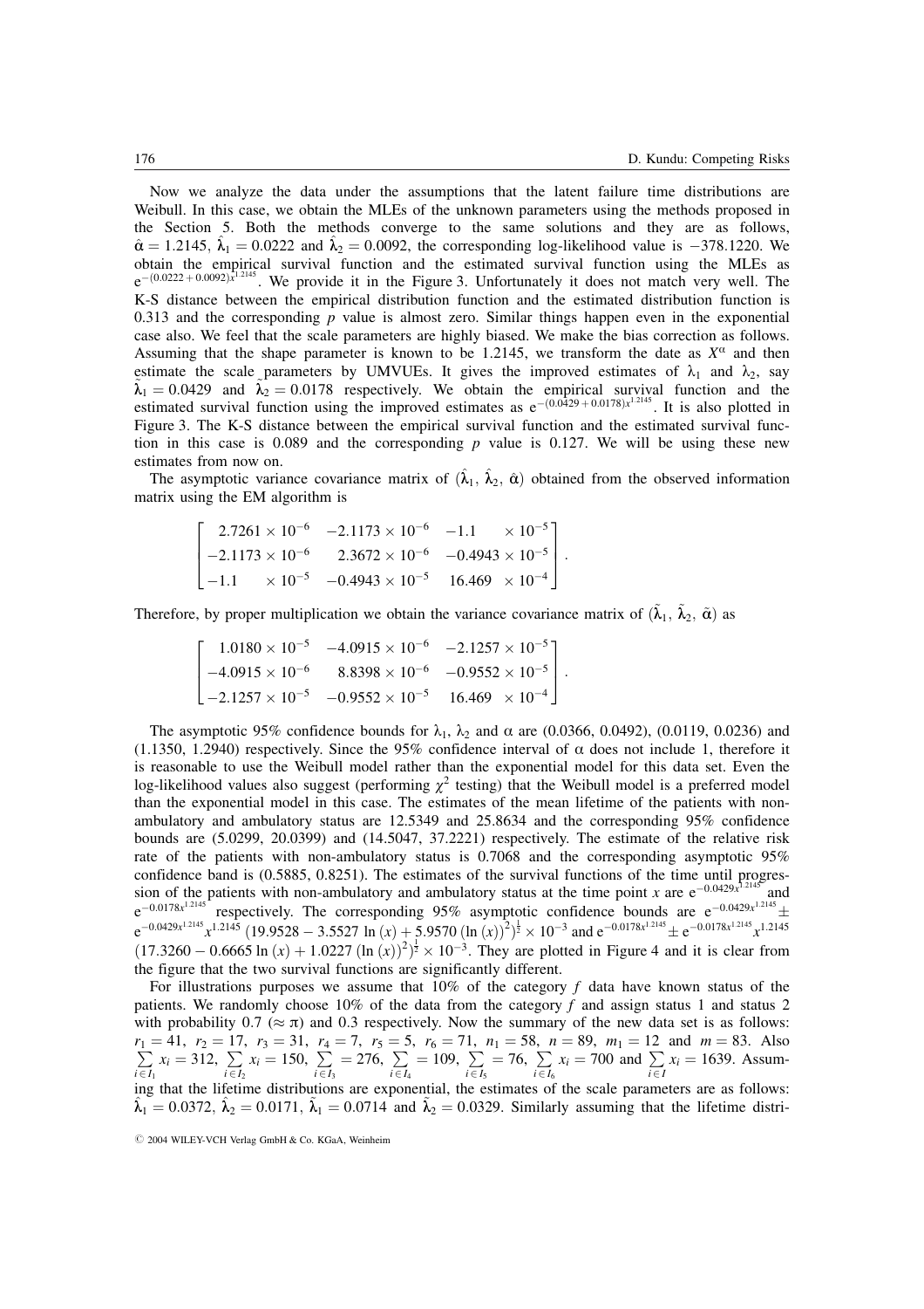Now we analyze the data under the assumptions that the latent failure time distributions are Weibull. In this case, we obtain the MLEs of the unknown parameters using the methods proposed in the Section 5. Both the methods converge to the same solutions and they are as follows, $\hat{\alpha} = 1.2145$, $\hat{\lambda}_1 = 0.0222$ and $\hat{\lambda}_2 = 0.0092$, the corresponding log-likelihood value is $-378.1220$. We obtain the empirical survival function and the estimated survival function using the MLEs as $e^{-(0.0222 + 0.0092)x^{1.2145}}$. We provide it in the Figure 3. Unfortunately it does not match very well. The K-S distance between the empirical distribution function and the estimated distribution function is 0.313 and the corresponding $p$ value is almost zero. Similar things happen even in the exponential case also. We feel that the scale parameters are highly biased. We make the bias correction as follows. Assuming that the shape parameter is known to be 1.2145, we transform the date as $X^{\alpha}$ and then estimate the scale parameters by UMVUEs. It gives the improved estimates of $\lambda_1$ and $\lambda_2$, say $\tilde{\lambda}_1 = 0.0429$ and $\tilde{\lambda}_2 = 0.0178$ respectively. We obtain the empirical survival function and the estimated survival function using the improved estimates as $e^{-(0.0429 + 0.0178)x^{1.2145}}$. It is also plotted in Figure 3. The K-S distance between the empirical survival function and the estimated survival function in this case is 0.089 and the corresponding $p$ value is 0.127. We will be using these new estimates from now on.

The asymptotic variance covariance matrix of $(\hat{\lambda}_1, \hat{\lambda}_2, \hat{\alpha})$ obtained from the observed information matrix using the EM algorithm is

$$\begin{bmatrix} 2.7261 \times 10^{-6} & -2.1173 \times 10^{-6} & -1.1 \quad \times 10^{-5} \\ -2.1173 \times 10^{-6} & 2.3672 \times 10^{-6} & -0.4943 \times 10^{-5} \\ -1.1 \quad \times 10^{-5} & -0.4943 \times 10^{-5} & 16.469 \quad \times 10^{-4} \end{bmatrix}.$$

Therefore, by proper multiplication we obtain the variance covariance matrix of $(\tilde{\lambda}_1, \tilde{\lambda}_2, \tilde{\alpha})$ as

$$\begin{bmatrix} 1.0180 \times 10^{-5} & -4.0915 \times 10^{-6} & -2.1257 \times 10^{-5} \\ -4.0915 \times 10^{-6} & 8.8398 \times 10^{-6} & -0.9552 \times 10^{-5} \\ -2.1257 \times 10^{-5} & -0.9552 \times 10^{-5} & 16.469 \quad \times 10^{-4} \end{bmatrix}.$$

The asymptotic 95% confidence bounds for $\lambda_1$, $\lambda_2$ and $\alpha$ are (0.0366, 0.0492), (0.0119, 0.0236) and (1.1350, 1.2940) respectively. Since the 95% confidence interval of $\alpha$ does not include 1, therefore it is reasonable to use the Weibull model rather than the exponential model for this data set. Even the log-likelihood values also suggest (performing $\chi^2$ testing) that the Weibull model is a preferred model than the exponential model in this case. The estimates of the mean lifetime of the patients with non-ambulatory and ambulatory status are 12.5349 and 25.8634 and the corresponding 95% confidence bounds are (5.0299, 20.0399) and (14.5047, 37.2221) respectively. The estimate of the relative risk rate of the patients with non-ambulatory status is 0.7068 and the corresponding asymptotic 95% confidence band is (0.5885, 0.8251). The estimates of the survival functions of the time until progression of the patients with non-ambulatory and ambulatory status at the time point $x$ are $e^{-0.0429x^{1.2145}}$ and $e^{-0.0178x^{1.2145}}$ respectively. The corresponding 95% asymptotic confidence bounds are $e^{-0.0429x^{1.2145}} \pm e^{-0.0429x^{1.2145}} x^{1.2145} \left(19.9528 - 3.5527 \ln(x) + 5.9570 (\ln(x))^2\right)^{\frac{1}{2}} \times 10^{-3}$ and $e^{-0.0178x^{1.2145}} \pm e^{-0.0178x^{1.2145}} x^{1.2145} \left(17.3260 - 0.6665 \ln(x) + 1.0227 (\ln(x))^2\right)^{\frac{1}{2}} \times 10^{-3}$. They are plotted in Figure 4 and it is clear from the figure that the two survival functions are significantly different.

For illustrations purposes we assume that 10% of the category $f$ data have known status of the patients. We randomly choose 10% of the data from the category $f$ and assign status 1 and status 2 with probability 0.7 ($\approx \pi$) and 0.3 respectively. Now the summary of the new data set is as follows: $r_1 = 41$, $r_2 = 17$, $r_3 = 31$, $r_4 = 7$, $r_5 = 5$, $r_6 = 71$, $n_1 = 58$, $n = 89$, $m_1 = 12$ and $m = 83$. Also $\sum_{i \in I_1} x_i = 312$, $\sum_{i \in I_2} x_i = 150$, $\sum_{i \in I_3} = 276$, $\sum_{i \in I_4} = 109$, $\sum_{i \in I_5} = 76$, $\sum_{i \in I_6} x_i = 700$ and $\sum_{i \in I} x_i = 1639$. Assuming that the lifetime distributions are exponential, the estimates of the scale parameters are as follows: $\hat{\lambda}_1 = 0.0372$, $\hat{\lambda}_2 = 0.0171$, $\tilde{\lambda}_1 = 0.0714$ and $\tilde{\lambda}_2 = 0.0329$. Similarly assuming that the lifetime distri-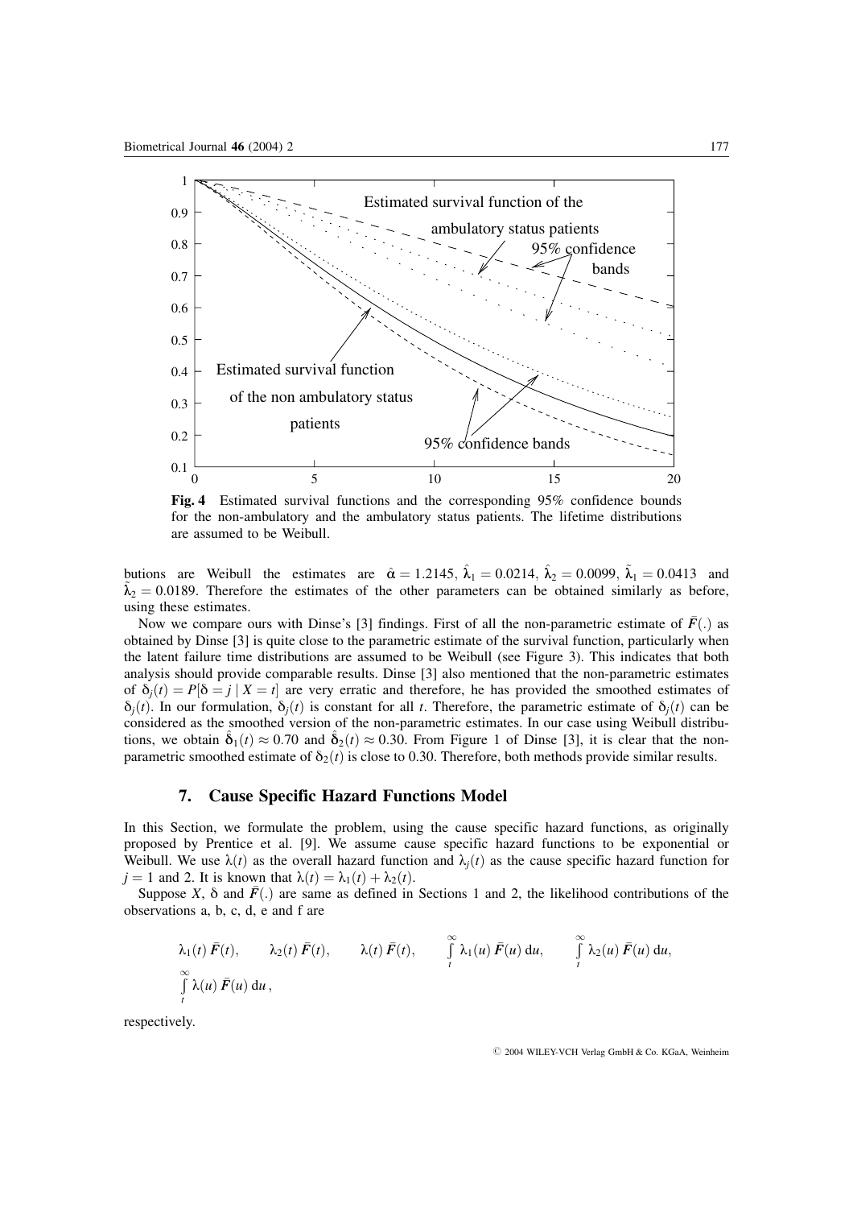**Fig. 4** Estimated survival functions and the corresponding 95% confidence bounds for the non-ambulatory and the ambulatory status patients. The lifetime distributions are assumed to be Weibull.

butions are Weibull the estimates are $\hat{\alpha} = 1.2145$, $\hat{\lambda}_1 = 0.0214$, $\hat{\lambda}_2 = 0.0099$, $\tilde{\lambda}_1 = 0.0413$ and $\tilde{\lambda}_2 = 0.0189$. Therefore the estimates of the other parameters can be obtained similarly as before, using these estimates.

Now we compare ours with Dinse's [3] findings. First of all the non-parametric estimate of $\bar{F}(.)$ as obtained by Dinse [3] is quite close to the parametric estimate of the survival function, particularly when the latent failure time distributions are assumed to be Weibull (see Figure 3). This indicates that both analysis should provide comparable results. Dinse [3] also mentioned that the non-parametric estimates of $\delta_j(t) = P[\delta = j \mid X = t]$ are very erratic and therefore, he has provided the smoothed estimates of $\delta_j(t)$. In our formulation, $\delta_j(t)$ is constant for all $t$. Therefore, the parametric estimate of $\delta_j(t)$ can be considered as the smoothed version of the non-parametric estimates. In our case using Weibull distributions, we obtain $\hat{\delta}_1(t) \approx 0.70$ and $\hat{\delta}_2(t) \approx 0.30$. From Figure 1 of Dinse [3], it is clear that the non-parametric smoothed estimate of $\delta_2(t)$ is close to 0.30. Therefore, both methods provide similar results.

## 7. Cause Specific Hazard Functions Model

In this Section, we formulate the problem, using the cause specific hazard functions, as originally proposed by Prentice et al. [9]. We assume cause specific hazard functions to be exponential or Weibull. We use $\lambda(t)$ as the overall hazard function and $\lambda_j(t)$ as the cause specific hazard function for $j = 1$ and 2. It is known that $\lambda(t) = \lambda_1(t) + \lambda_2(t)$.

Suppose $X$, $\delta$ and $\bar{F}(.)$ are same as defined in Sections 1 and 2, the likelihood contributions of the observations a, b, c, d, e and f are

$$\lambda_1(t)\,\bar{F}(t), \qquad \lambda_2(t)\,\bar{F}(t), \qquad \lambda(t)\,\bar{F}(t), \qquad \int_t^\infty \lambda_1(u)\,\bar{F}(u)\,\mathrm{d}u, \qquad \int_t^\infty \lambda_2(u)\,\bar{F}(u)\,\mathrm{d}u,$$
$$\int_t^\infty \lambda(u)\,\bar{F}(u)\,\mathrm{d}u\,,$$

respectively.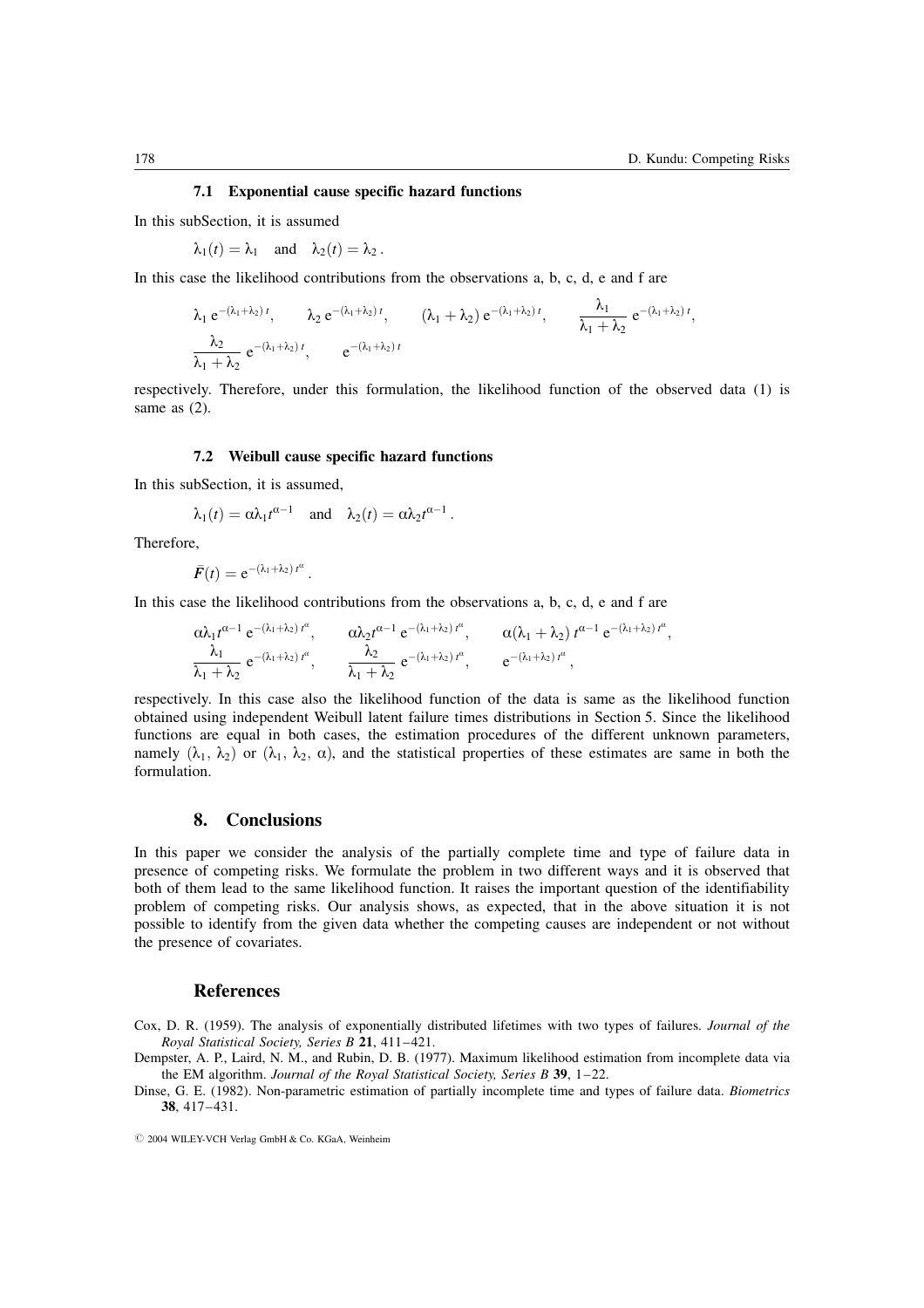### 7.1 Exponential cause specific hazard functions

In this subSection, it is assumed

$$\lambda_1(t) = \lambda_1 \quad \text{and} \quad \lambda_2(t) = \lambda_2 .$$

In this case the likelihood contributions from the observations a, b, c, d, e and f are

$$\lambda_1 \, e^{-(\lambda_1+\lambda_2)\,t}, \qquad \lambda_2 \, e^{-(\lambda_1+\lambda_2)\,t}, \qquad (\lambda_1+\lambda_2)\, e^{-(\lambda_1+\lambda_2)\,t}, \qquad \frac{\lambda_1}{\lambda_1+\lambda_2}\, e^{-(\lambda_1+\lambda_2)\,t},$$
$$\frac{\lambda_2}{\lambda_1+\lambda_2}\, e^{-(\lambda_1+\lambda_2)\,t}, \qquad e^{-(\lambda_1+\lambda_2)\,t}$$

respectively. Therefore, under this formulation, the likelihood function of the observed data (1) is same as (2).

### 7.2 Weibull cause specific hazard functions

In this subSection, it is assumed,

$$\lambda_1(t) = \alpha\lambda_1 t^{\alpha-1} \quad \text{and} \quad \lambda_2(t) = \alpha\lambda_2 t^{\alpha-1} .$$

Therefore,

$$\bar{F}(t) = e^{-(\lambda_1+\lambda_2)\,t^{\alpha}} .$$

In this case the likelihood contributions from the observations a, b, c, d, e and f are

$$\alpha\lambda_1 t^{\alpha-1}\, e^{-(\lambda_1+\lambda_2)\,t^{\alpha}}, \qquad \alpha\lambda_2 t^{\alpha-1}\, e^{-(\lambda_1+\lambda_2)\,t^{\alpha}}, \qquad \alpha(\lambda_1+\lambda_2)\, t^{\alpha-1}\, e^{-(\lambda_1+\lambda_2)\,t^{\alpha}},$$
$$\frac{\lambda_1}{\lambda_1+\lambda_2}\, e^{-(\lambda_1+\lambda_2)\,t^{\alpha}}, \qquad \frac{\lambda_2}{\lambda_1+\lambda_2}\, e^{-(\lambda_1+\lambda_2)\,t^{\alpha}}, \qquad e^{-(\lambda_1+\lambda_2)\,t^{\alpha}},$$

respectively. In this case also the likelihood function of the data is same as the likelihood function obtained using independent Weibull latent failure times distributions in Section 5. Since the likelihood functions are equal in both cases, the estimation procedures of the different unknown parameters, namely $(\lambda_1, \lambda_2)$ or $(\lambda_1, \lambda_2, \alpha)$, and the statistical properties of these estimates are same in both the formulation.

## 8. Conclusions

In this paper we consider the analysis of the partially complete time and type of failure data in presence of competing risks. We formulate the problem in two different ways and it is observed that both of them lead to the same likelihood function. It raises the important question of the identifiability problem of competing risks. Our analysis shows, as expected, that in the above situation it is not possible to identify from the given data whether the competing causes are independent or not without the presence of covariates.

## References

Cox, D. R. (1959). The analysis of exponentially distributed lifetimes with two types of failures. *Journal of the Royal Statistical Society, Series B* **21**, 411–421.

Dempster, A. P., Laird, N. M., and Rubin, D. B. (1977). Maximum likelihood estimation from incomplete data via the EM algorithm. *Journal of the Royal Statistical Society, Series B* **39**, 1–22.

Dinse, G. E. (1982). Non-parametric estimation of partially incomplete time and types of failure data. *Biometrics* **38**, 417–431.

© 2004 WILEY-VCH Verlag GmbH & Co. KGaA, Weinheim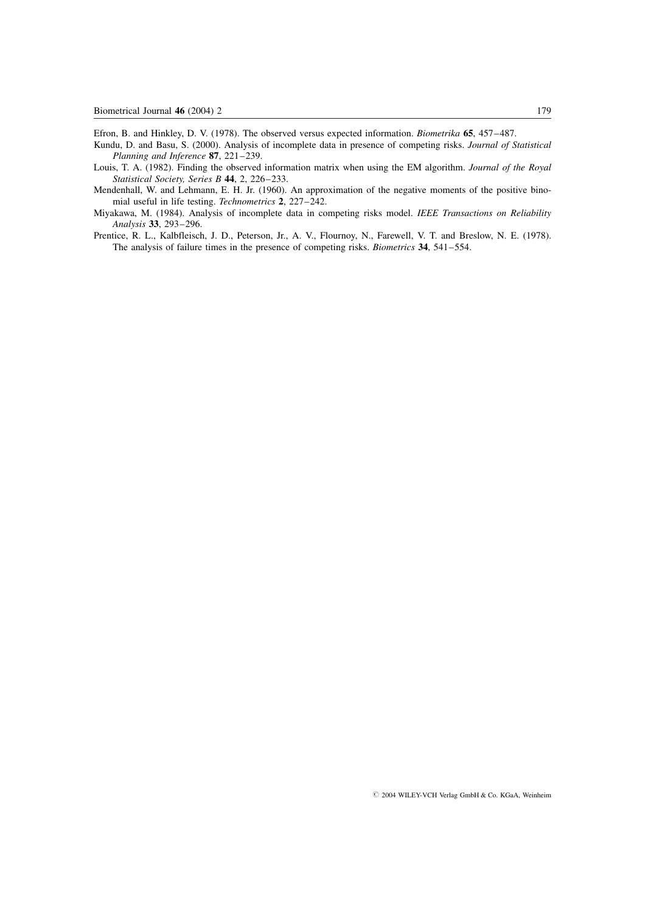Efron, B. and Hinkley, D. V. (1978). The observed versus expected information. *Biometrika* **65**, 457–487.

Kundu, D. and Basu, S. (2000). Analysis of incomplete data in presence of competing risks. *Journal of Statistical Planning and Inference* **87**, 221–239.

Louis, T. A. (1982). Finding the observed information matrix when using the EM algorithm. *Journal of the Royal Statistical Society, Series B* **44**, 2, 226–233.

Mendenhall, W. and Lehmann, E. H. Jr. (1960). An approximation of the negative moments of the positive binomial useful in life testing. *Technometrics* **2**, 227–242.

Miyakawa, M. (1984). Analysis of incomplete data in competing risks model. *IEEE Transactions on Reliability Analysis* **33**, 293–296.

Prentice, R. L., Kalbfleisch, J. D., Peterson, Jr., A. V., Flournoy, N., Farewell, V. T. and Breslow, N. E. (1978). The analysis of failure times in the presence of competing risks. *Biometrics* **34**, 541–554.